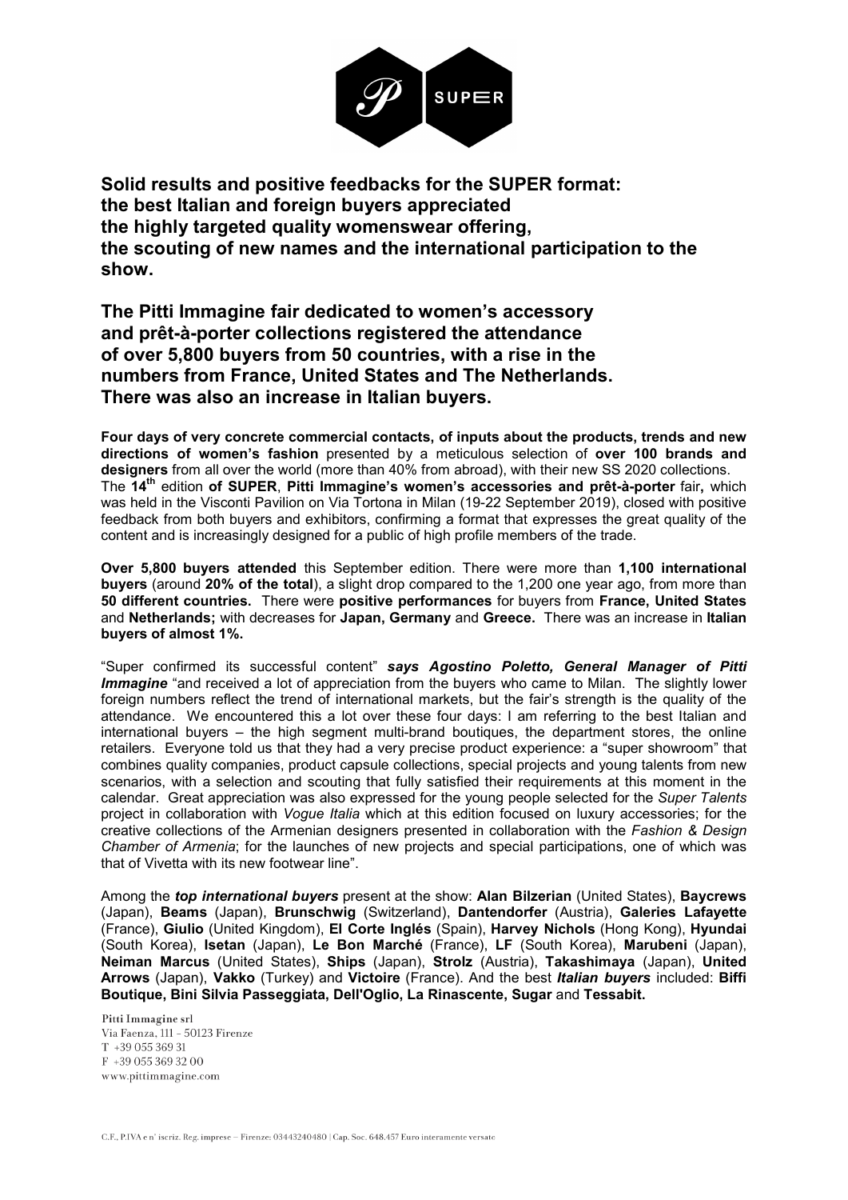**Solid results and positive feedbacks for the SUPER format: the best Italian and foreign buyers appreciated the highly targeted quality womenswear offering, the scouting of new names and the international participation to the show.**

**The Pitti Immagine fair dedicated to women's accessory and prêt-à-porter collections registered the attendance of over 5,800 buyers from 50 countries, with a rise in the numbers from France, United States and The Netherlands. There was also an increase in Italian buyers.**

**Four days of very concrete commercial contacts, of inputs about the products, trends and new directions of women's fashion** presented by a meticulous selection of **over 100 brands and designers** from all over the world (more than 40% from abroad), with their new SS 2020 collections. The **14th** edition **of SUPER**, **Pitti Immagine's women's accessories and prêt-à-porter** fair**,** which was held in the Visconti Pavilion on Via Tortona in Milan (19-22 September 2019), closed with positive feedback from both buyers and exhibitors, confirming a format that expresses the great quality of the content and is increasingly designed for a public of high profile members of the trade.

**Over 5,800 buyers attended** this September edition. There were more than **1,100 international buyers** (around **20% of the total**), a slight drop compared to the 1,200 one year ago, from more than **50 different countries.** There were **positive performances** for buyers from **France, United States** and **Netherlands;** with decreases for **Japan, Germany** and **Greece.** There was an increase in **Italian buyers of almost 1%.**

"Super confirmed its successful content" ***says Agostino Poletto, General Manager of Pitti Immagine*** "and received a lot of appreciation from the buyers who came to Milan. The slightly lower foreign numbers reflect the trend of international markets, but the fair's strength is the quality of the attendance. We encountered this a lot over these four days: I am referring to the best Italian and international buyers – the high segment multi-brand boutiques, the department stores, the online retailers. Everyone told us that they had a very precise product experience: a "super showroom" that combines quality companies, product capsule collections, special projects and young talents from new scenarios, with a selection and scouting that fully satisfied their requirements at this moment in the calendar. Great appreciation was also expressed for the young people selected for the *Super Talents* project in collaboration with *Vogue Italia* which at this edition focused on luxury accessories; for the creative collections of the Armenian designers presented in collaboration with the *Fashion & Design Chamber of Armenia*; for the launches of new projects and special participations, one of which was that of Vivetta with its new footwear line".

Among the ***top international buyers*** present at the show: **Alan Bilzerian** (United States), **Baycrews** (Japan), **Beams** (Japan), **Brunschwig** (Switzerland), **Dantendorfer** (Austria), **Galeries Lafayette** (France), **Giulio** (United Kingdom), **El Corte Inglés** (Spain), **Harvey Nichols** (Hong Kong), **Hyundai** (South Korea), **Isetan** (Japan), **Le Bon Marché** (France), **LF** (South Korea), **Marubeni** (Japan), **Neiman Marcus** (United States), **Ships** (Japan), **Strolz** (Austria), **Takashimaya** (Japan), **United Arrows** (Japan), **Vakko** (Turkey) and **Victoire** (France). And the best ***Italian buyers*** included: **Biffi Boutique, Bini Silvia Passeggiata, Dell'Oglio, La Rinascente, Sugar** and **Tessabit.**

Pitti Immagine srl
Via Faenza, 111 - 50123 Firenze
T +39 055 369 31
F +39 055 369 32 00
www.pittimmagine.com

C.F., P.IVA e n° iscriz. Reg. imprese – Firenze: 03443240480 | Cap. Soc. 648.457 Euro interamente versato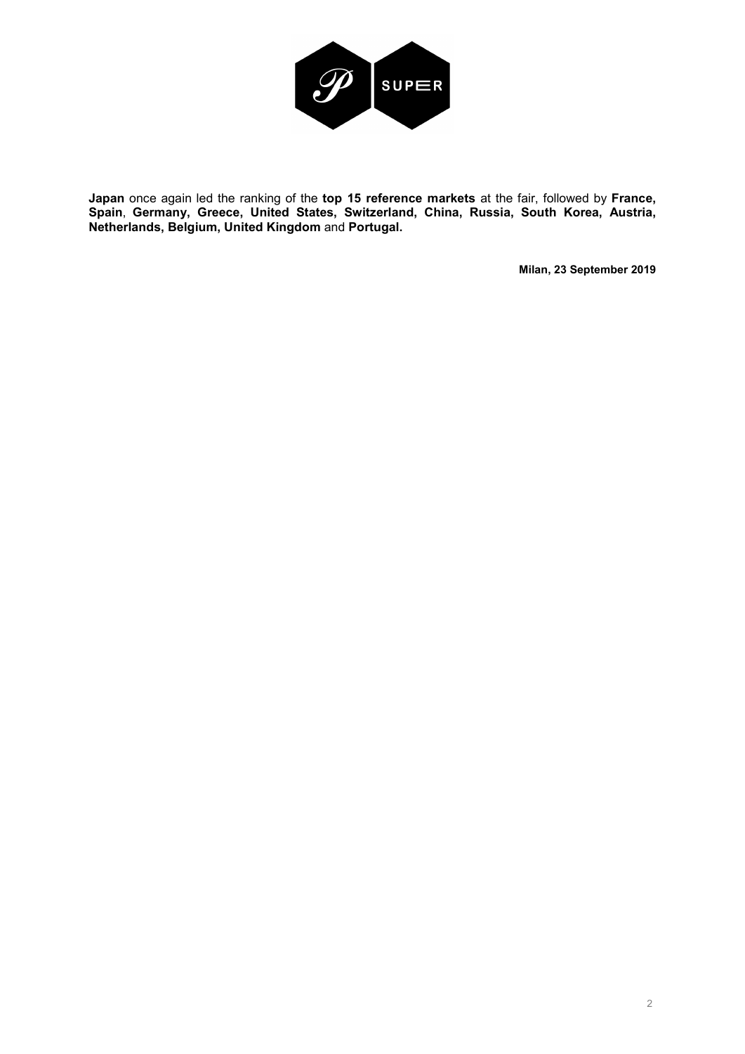**Japan** once again led the ranking of the **top 15 reference markets** at the fair, followed by **France, Spain**, **Germany, Greece, United States, Switzerland, China, Russia, South Korea, Austria, Netherlands, Belgium, United Kingdom** and **Portugal.**

**Milan, 23 September 2019**